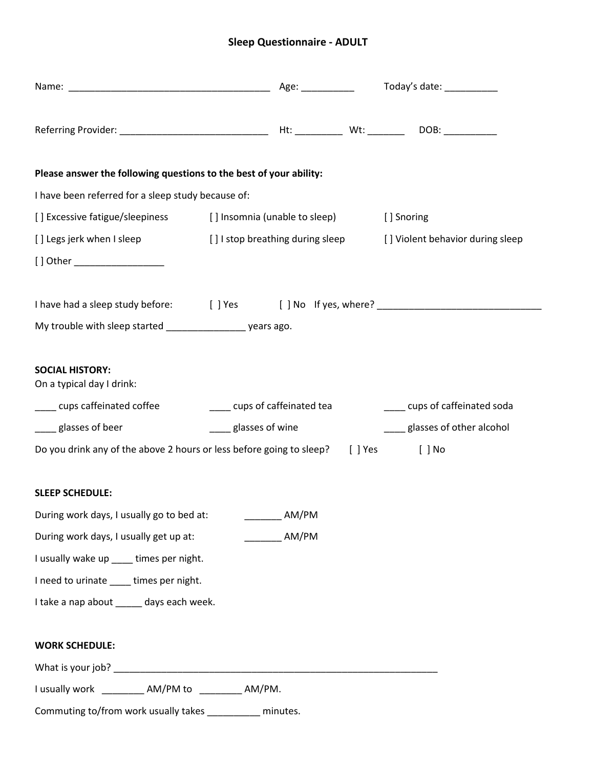# Sleep Questionnaire - ADULT

Name: ______________________________________ Age: __________ Today's date: __________

Referring Provider: ____________________________ Ht: _________ Wt: _______ DOB: __________

**Please answer the following questions to the best of your ability:**

I have been referred for a sleep study because of:

[ ] Excessive fatigue/sleepiness [ ] Insomnia (unable to sleep) [ ] Snoring

[ ] Legs jerk when I sleep [ ] I stop breathing during sleep [ ] Violent behavior during sleep

[ ] Other _________________

I have had a sleep study before: [ ] Yes [ ] No If yes, where? _______________________________

My trouble with sleep started _______________ years ago.

**SOCIAL HISTORY:**

On a typical day I drink:

____ cups caffeinated coffee ____ cups of caffeinated tea ____ cups of caffeinated soda

____ glasses of beer ____ glasses of wine ____ glasses of other alcohol

Do you drink any of the above 2 hours or less before going to sleep? [ ] Yes [ ] No

**SLEEP SCHEDULE:**

During work days, I usually go to bed at: _______ AM/PM

During work days, I usually get up at: _______ AM/PM

I usually wake up ____ times per night.

I need to urinate ____ times per night.

I take a nap about _____ days each week.

**WORK SCHEDULE:**

What is your job? _______________________________________________________________

I usually work ________ AM/PM to ________ AM/PM.

Commuting to/from work usually takes __________ minutes.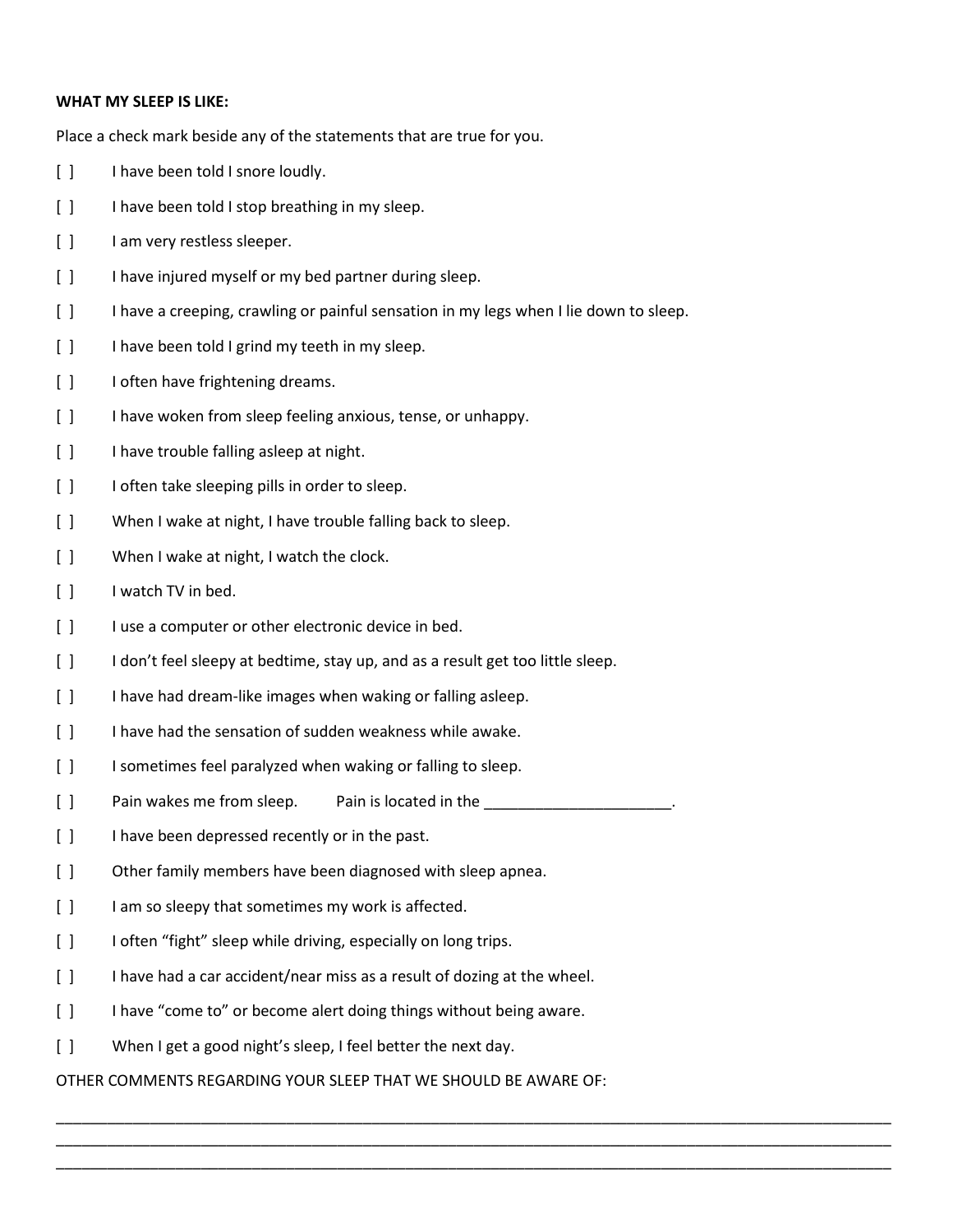**WHAT MY SLEEP IS LIKE:**

Place a check mark beside any of the statements that are true for you.

[ ] I have been told I snore loudly.

[ ] I have been told I stop breathing in my sleep.

[ ] I am very restless sleeper.

[ ] I have injured myself or my bed partner during sleep.

[ ] I have a creeping, crawling or painful sensation in my legs when I lie down to sleep.

[ ] I have been told I grind my teeth in my sleep.

[ ] I often have frightening dreams.

[ ] I have woken from sleep feeling anxious, tense, or unhappy.

[ ] I have trouble falling asleep at night.

[ ] I often take sleeping pills in order to sleep.

[ ] When I wake at night, I have trouble falling back to sleep.

[ ] When I wake at night, I watch the clock.

[ ] I watch TV in bed.

[ ] I use a computer or other electronic device in bed.

[ ] I don't feel sleepy at bedtime, stay up, and as a result get too little sleep.

[ ] I have had dream-like images when waking or falling asleep.

[ ] I have had the sensation of sudden weakness while awake.

[ ] I sometimes feel paralyzed when waking or falling to sleep.

[ ] Pain wakes me from sleep. Pain is located in the ______________________.

[ ] I have been depressed recently or in the past.

[ ] Other family members have been diagnosed with sleep apnea.

[ ] I am so sleepy that sometimes my work is affected.

[ ] I often "fight" sleep while driving, especially on long trips.

[ ] I have had a car accident/near miss as a result of dozing at the wheel.

[ ] I have "come to" or become alert doing things without being aware.

[ ] When I get a good night's sleep, I feel better the next day.

OTHER COMMENTS REGARDING YOUR SLEEP THAT WE SHOULD BE AWARE OF:

______________________________________________________________________________________________

______________________________________________________________________________________________

______________________________________________________________________________________________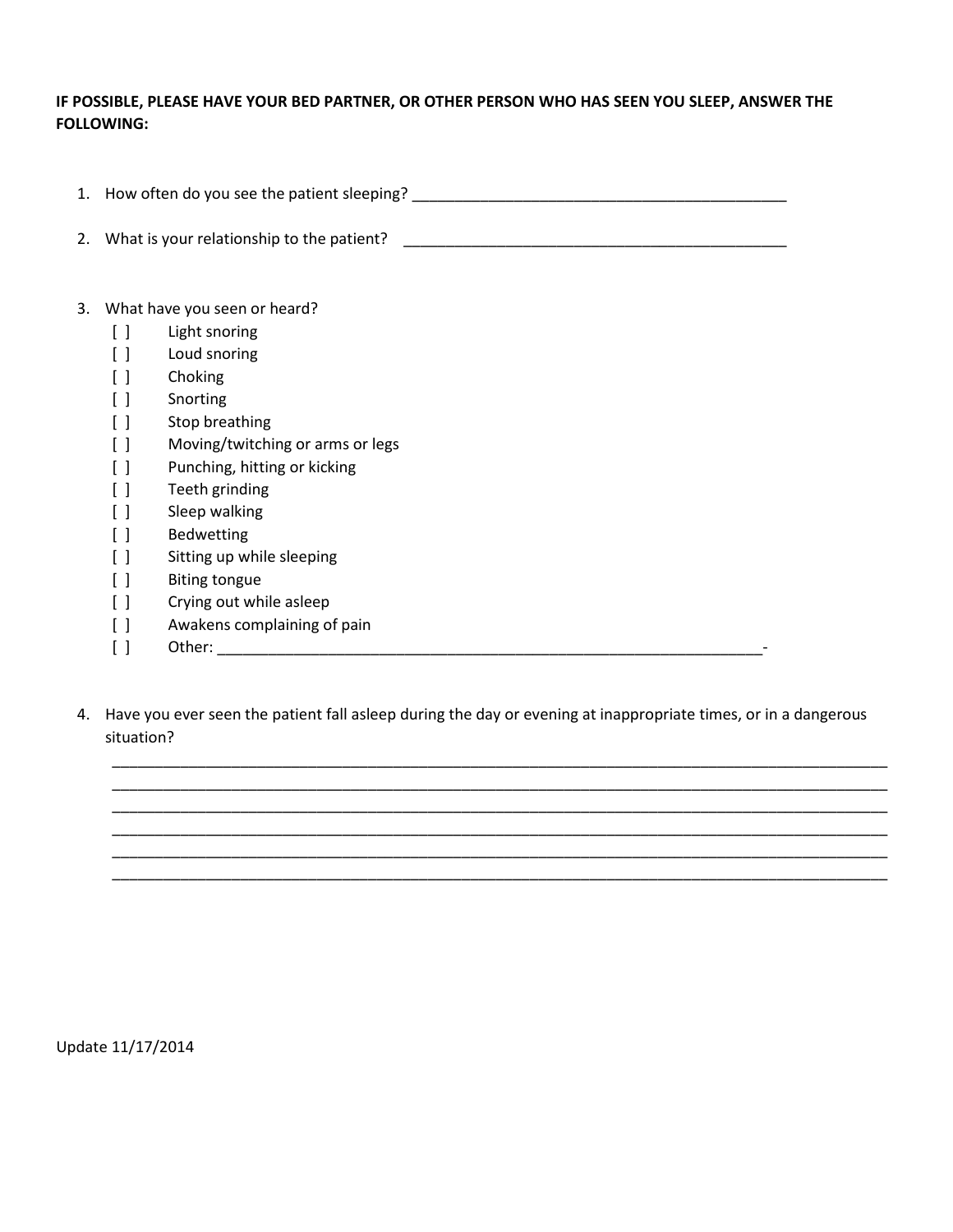**IF POSSIBLE, PLEASE HAVE YOUR BED PARTNER, OR OTHER PERSON WHO HAS SEEN YOU SLEEP, ANSWER THE FOLLOWING:**

1. How often do you see the patient sleeping? _____________________________________________

2. What is your relationship to the patient? _____________________________________________

3. What have you seen or heard?
   - [ ] Light snoring
   - [ ] Loud snoring
   - [ ] Choking
   - [ ] Snorting
   - [ ] Stop breathing
   - [ ] Moving/twitching or arms or legs
   - [ ] Punching, hitting or kicking
   - [ ] Teeth grinding
   - [ ] Sleep walking
   - [ ] Bedwetting
   - [ ] Sitting up while sleeping
   - [ ] Biting tongue
   - [ ] Crying out while asleep
   - [ ] Awakens complaining of pain
   - [ ] Other: ___________________________________________________________________-

4. Have you ever seen the patient fall asleep during the day or evening at inappropriate times, or in a dangerous situation?

   _____________________________________________________________________________________________
   _____________________________________________________________________________________________
   _____________________________________________________________________________________________
   _____________________________________________________________________________________________
   _____________________________________________________________________________________________
   _____________________________________________________________________________________________

Update 11/17/2014